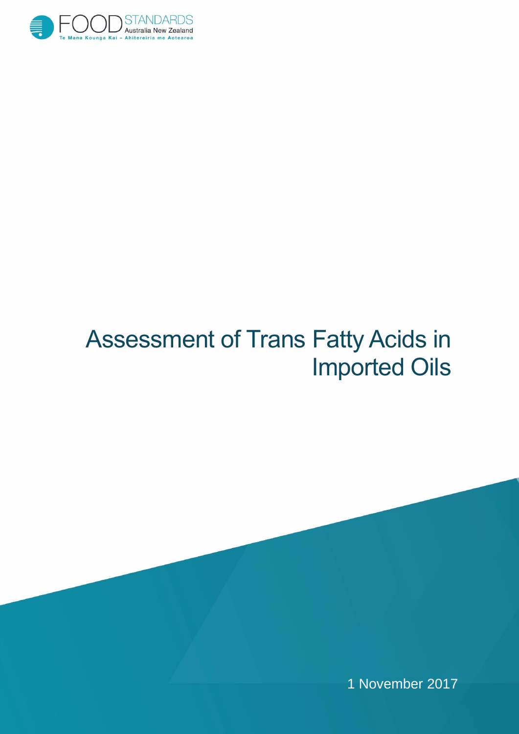# Assessment of Trans Fatty Acids in Imported Oils

1 November 2017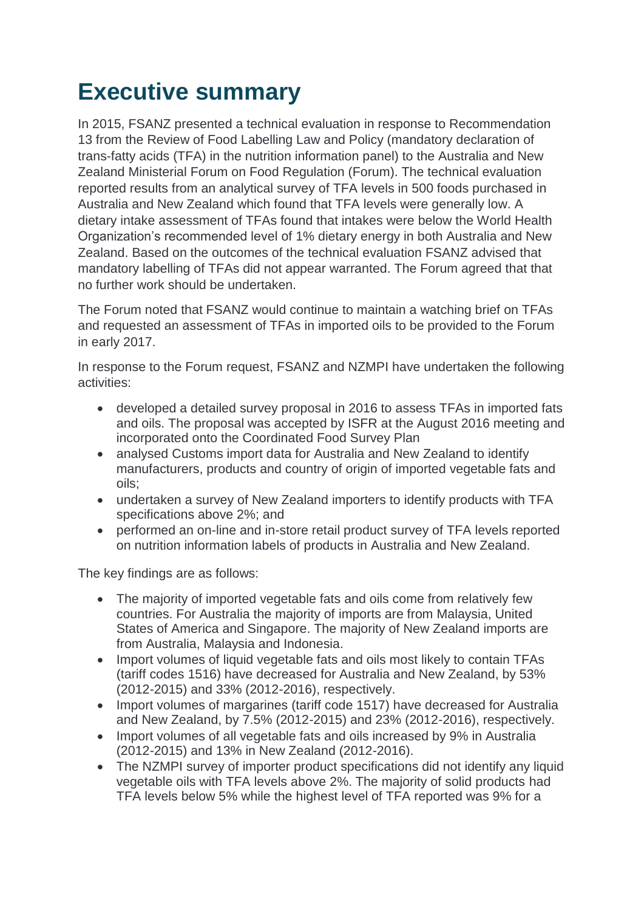# Executive summary

In 2015, FSANZ presented a technical evaluation in response to Recommendation 13 from the Review of Food Labelling Law and Policy (mandatory declaration of trans-fatty acids (TFA) in the nutrition information panel) to the Australia and New Zealand Ministerial Forum on Food Regulation (Forum). The technical evaluation reported results from an analytical survey of TFA levels in 500 foods purchased in Australia and New Zealand which found that TFA levels were generally low. A dietary intake assessment of TFAs found that intakes were below the World Health Organization's recommended level of 1% dietary energy in both Australia and New Zealand. Based on the outcomes of the technical evaluation FSANZ advised that mandatory labelling of TFAs did not appear warranted. The Forum agreed that that no further work should be undertaken.

The Forum noted that FSANZ would continue to maintain a watching brief on TFAs and requested an assessment of TFAs in imported oils to be provided to the Forum in early 2017.

In response to the Forum request, FSANZ and NZMPI have undertaken the following activities:

- developed a detailed survey proposal in 2016 to assess TFAs in imported fats and oils. The proposal was accepted by ISFR at the August 2016 meeting and incorporated onto the Coordinated Food Survey Plan
- analysed Customs import data for Australia and New Zealand to identify manufacturers, products and country of origin of imported vegetable fats and oils;
- undertaken a survey of New Zealand importers to identify products with TFA specifications above 2%; and
- performed an on-line and in-store retail product survey of TFA levels reported on nutrition information labels of products in Australia and New Zealand.

The key findings are as follows:

- The majority of imported vegetable fats and oils come from relatively few countries. For Australia the majority of imports are from Malaysia, United States of America and Singapore. The majority of New Zealand imports are from Australia, Malaysia and Indonesia.
- Import volumes of liquid vegetable fats and oils most likely to contain TFAs (tariff codes 1516) have decreased for Australia and New Zealand, by 53% (2012-2015) and 33% (2012-2016), respectively.
- Import volumes of margarines (tariff code 1517) have decreased for Australia and New Zealand, by 7.5% (2012-2015) and 23% (2012-2016), respectively.
- Import volumes of all vegetable fats and oils increased by 9% in Australia (2012-2015) and 13% in New Zealand (2012-2016).
- The NZMPI survey of importer product specifications did not identify any liquid vegetable oils with TFA levels above 2%. The majority of solid products had TFA levels below 5% while the highest level of TFA reported was 9% for a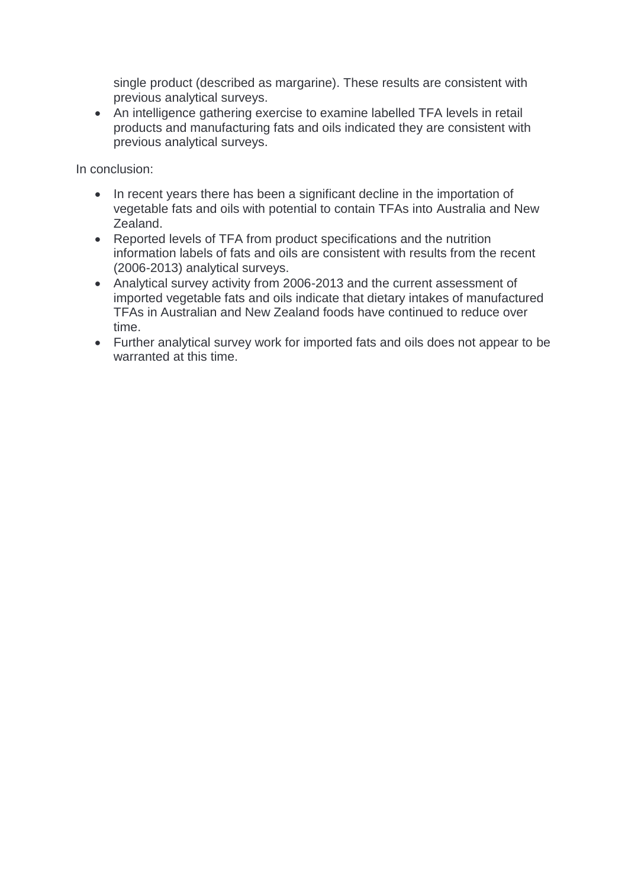single product (described as margarine). These results are consistent with previous analytical surveys.

- An intelligence gathering exercise to examine labelled TFA levels in retail products and manufacturing fats and oils indicated they are consistent with previous analytical surveys.

In conclusion:

- In recent years there has been a significant decline in the importation of vegetable fats and oils with potential to contain TFAs into Australia and New Zealand.
- Reported levels of TFA from product specifications and the nutrition information labels of fats and oils are consistent with results from the recent (2006-2013) analytical surveys.
- Analytical survey activity from 2006-2013 and the current assessment of imported vegetable fats and oils indicate that dietary intakes of manufactured TFAs in Australian and New Zealand foods have continued to reduce over time.
- Further analytical survey work for imported fats and oils does not appear to be warranted at this time.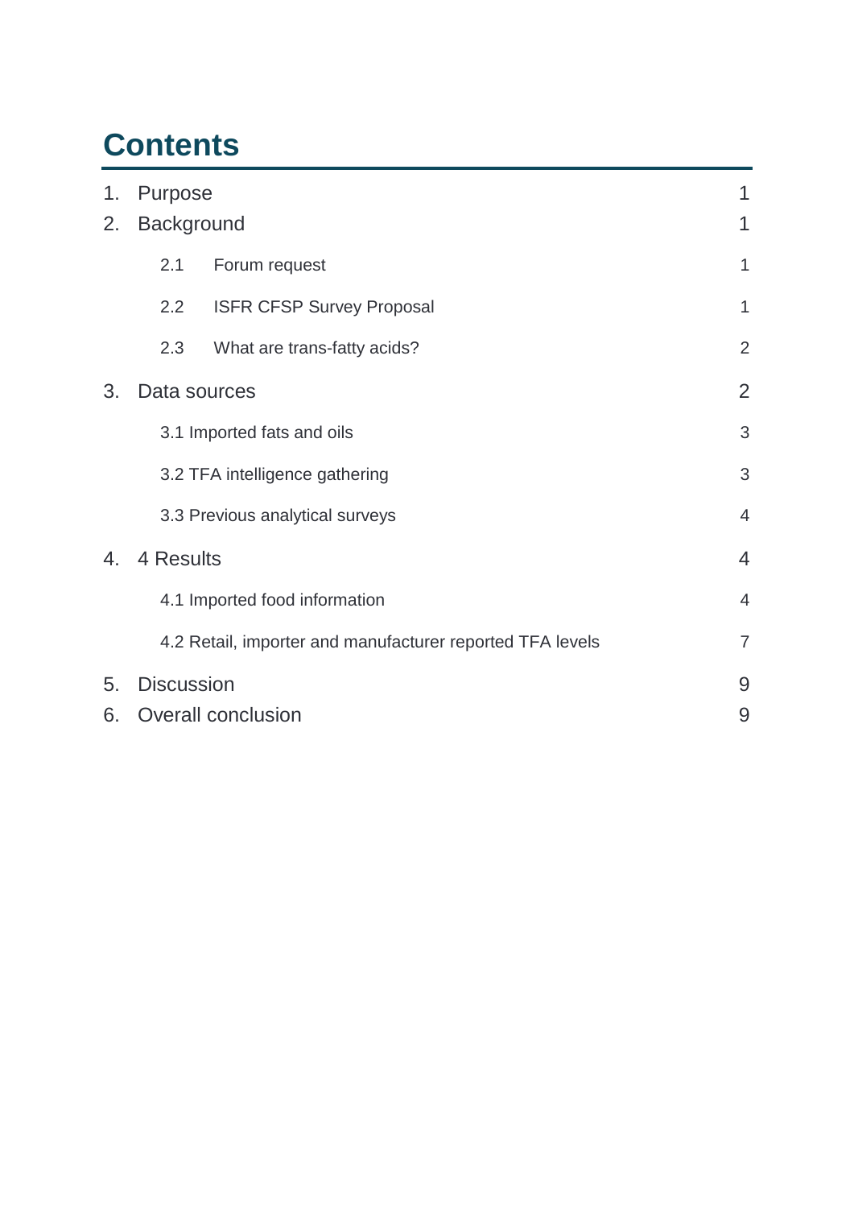# Contents

| | | |
|---|---|---|
| 1. | Purpose | 1 |
| 2. | Background | 1 |
| | 2.1 Forum request | 1 |
| | 2.2 ISFR CFSP Survey Proposal | 1 |
| | 2.3 What are trans-fatty acids? | 2 |
| 3. | Data sources | 2 |
| | 3.1 Imported fats and oils | 3 |
| | 3.2 TFA intelligence gathering | 3 |
| | 3.3 Previous analytical surveys | 4 |
| 4. | 4 Results | 4 |
| | 4.1 Imported food information | 4 |
| | 4.2 Retail, importer and manufacturer reported TFA levels | 7 |
| 5. | Discussion | 9 |
| 6. | Overall conclusion | 9 |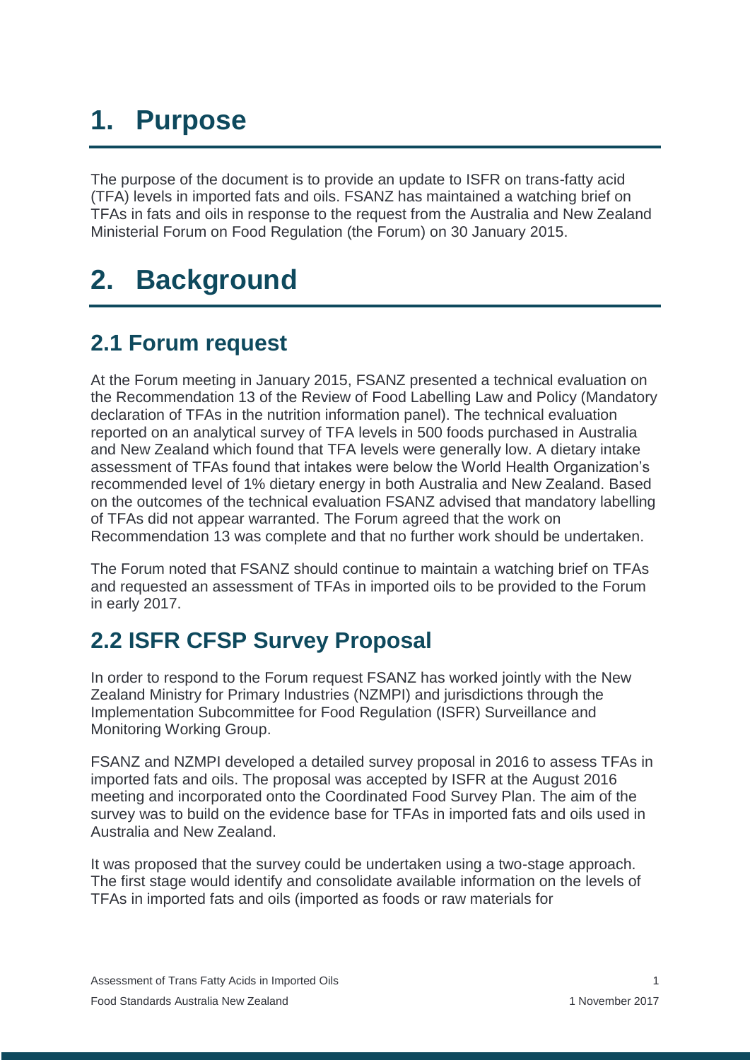# 1. Purpose

The purpose of the document is to provide an update to ISFR on trans-fatty acid (TFA) levels in imported fats and oils. FSANZ has maintained a watching brief on TFAs in fats and oils in response to the request from the Australia and New Zealand Ministerial Forum on Food Regulation (the Forum) on 30 January 2015.

# 2. Background

## 2.1 Forum request

At the Forum meeting in January 2015, FSANZ presented a technical evaluation on the Recommendation 13 of the Review of Food Labelling Law and Policy (Mandatory declaration of TFAs in the nutrition information panel). The technical evaluation reported on an analytical survey of TFA levels in 500 foods purchased in Australia and New Zealand which found that TFA levels were generally low. A dietary intake assessment of TFAs found that intakes were below the World Health Organization's recommended level of 1% dietary energy in both Australia and New Zealand. Based on the outcomes of the technical evaluation FSANZ advised that mandatory labelling of TFAs did not appear warranted. The Forum agreed that the work on Recommendation 13 was complete and that no further work should be undertaken.

The Forum noted that FSANZ should continue to maintain a watching brief on TFAs and requested an assessment of TFAs in imported oils to be provided to the Forum in early 2017.

## 2.2 ISFR CFSP Survey Proposal

In order to respond to the Forum request FSANZ has worked jointly with the New Zealand Ministry for Primary Industries (NZMPI) and jurisdictions through the Implementation Subcommittee for Food Regulation (ISFR) Surveillance and Monitoring Working Group.

FSANZ and NZMPI developed a detailed survey proposal in 2016 to assess TFAs in imported fats and oils. The proposal was accepted by ISFR at the August 2016 meeting and incorporated onto the Coordinated Food Survey Plan. The aim of the survey was to build on the evidence base for TFAs in imported fats and oils used in Australia and New Zealand.

It was proposed that the survey could be undertaken using a two-stage approach. The first stage would identify and consolidate available information on the levels of TFAs in imported fats and oils (imported as foods or raw materials for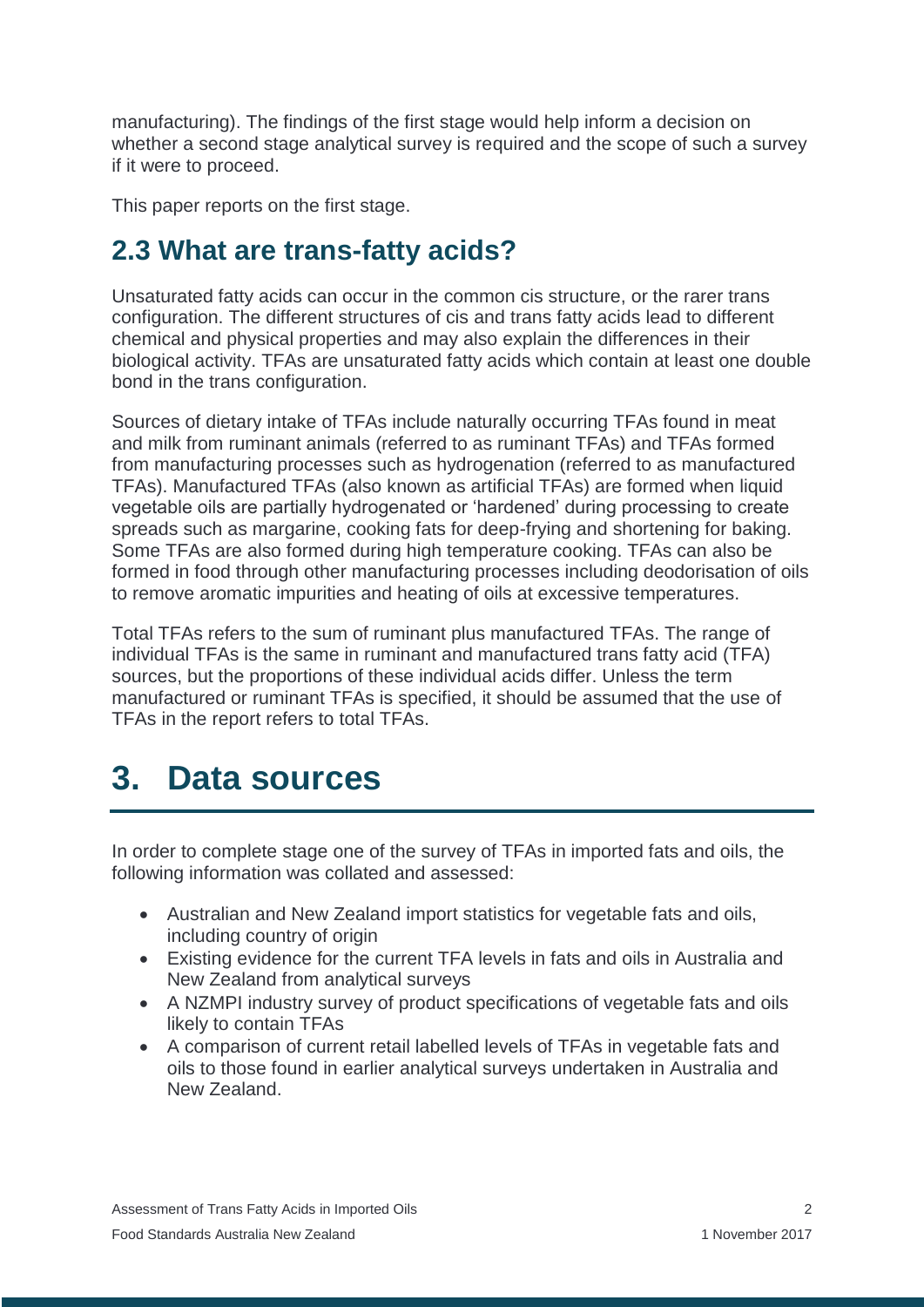manufacturing). The findings of the first stage would help inform a decision on whether a second stage analytical survey is required and the scope of such a survey if it were to proceed.

This paper reports on the first stage.

## 2.3 What are trans-fatty acids?

Unsaturated fatty acids can occur in the common cis structure, or the rarer trans configuration. The different structures of cis and trans fatty acids lead to different chemical and physical properties and may also explain the differences in their biological activity. TFAs are unsaturated fatty acids which contain at least one double bond in the trans configuration.

Sources of dietary intake of TFAs include naturally occurring TFAs found in meat and milk from ruminant animals (referred to as ruminant TFAs) and TFAs formed from manufacturing processes such as hydrogenation (referred to as manufactured TFAs). Manufactured TFAs (also known as artificial TFAs) are formed when liquid vegetable oils are partially hydrogenated or 'hardened' during processing to create spreads such as margarine, cooking fats for deep-frying and shortening for baking. Some TFAs are also formed during high temperature cooking. TFAs can also be formed in food through other manufacturing processes including deodorisation of oils to remove aromatic impurities and heating of oils at excessive temperatures.

Total TFAs refers to the sum of ruminant plus manufactured TFAs. The range of individual TFAs is the same in ruminant and manufactured trans fatty acid (TFA) sources, but the proportions of these individual acids differ. Unless the term manufactured or ruminant TFAs is specified, it should be assumed that the use of TFAs in the report refers to total TFAs.

# 3. Data sources

In order to complete stage one of the survey of TFAs in imported fats and oils, the following information was collated and assessed:

- Australian and New Zealand import statistics for vegetable fats and oils, including country of origin
- Existing evidence for the current TFA levels in fats and oils in Australia and New Zealand from analytical surveys
- A NZMPI industry survey of product specifications of vegetable fats and oils likely to contain TFAs
- A comparison of current retail labelled levels of TFAs in vegetable fats and oils to those found in earlier analytical surveys undertaken in Australia and New Zealand.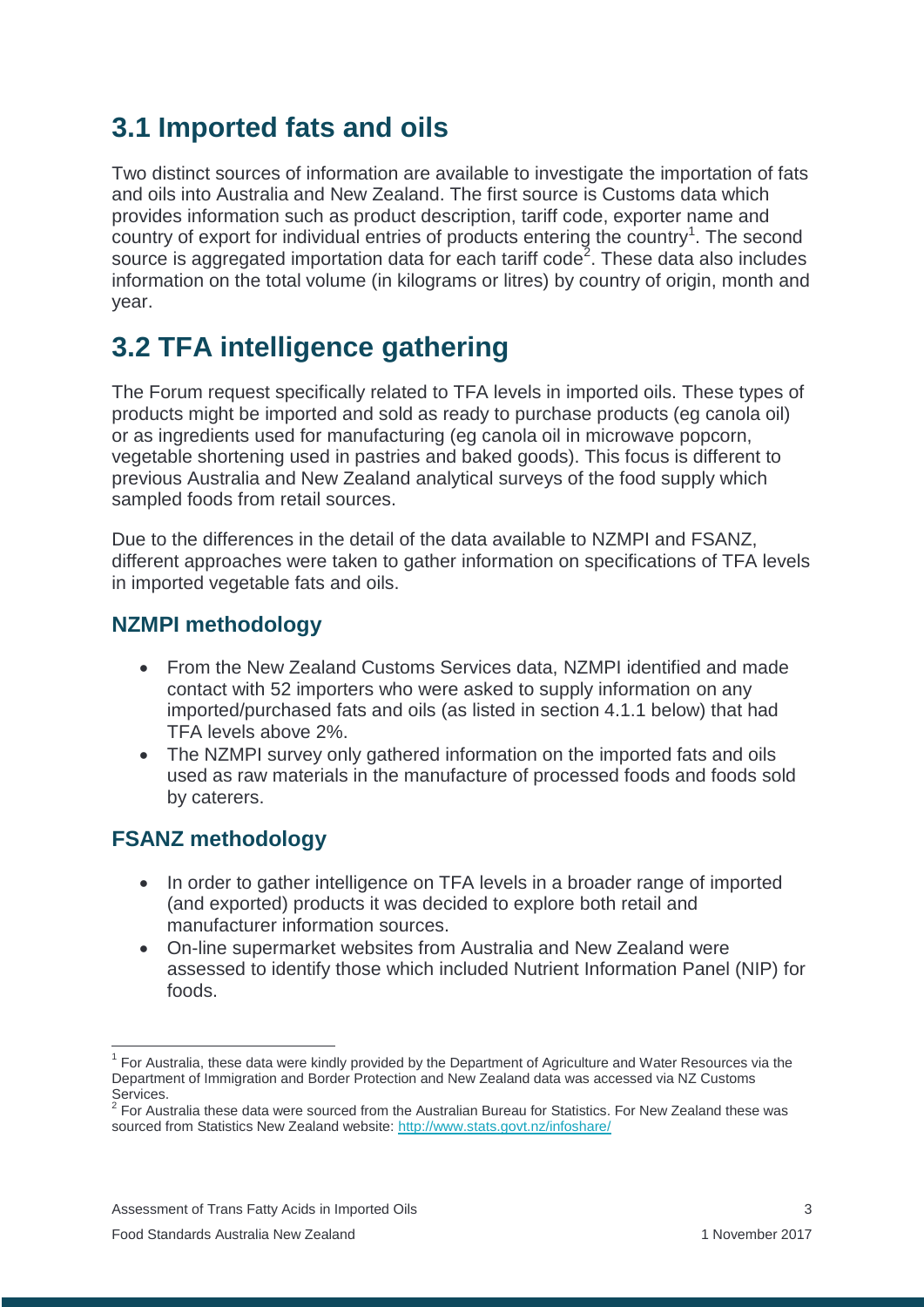## 3.1 Imported fats and oils

Two distinct sources of information are available to investigate the importation of fats and oils into Australia and New Zealand. The first source is Customs data which provides information such as product description, tariff code, exporter name and country of export for individual entries of products entering the country[1]. The second source is aggregated importation data for each tariff code[2]. These data also includes information on the total volume (in kilograms or litres) by country of origin, month and year.

## 3.2 TFA intelligence gathering

The Forum request specifically related to TFA levels in imported oils. These types of products might be imported and sold as ready to purchase products (eg canola oil) or as ingredients used for manufacturing (eg canola oil in microwave popcorn, vegetable shortening used in pastries and baked goods). This focus is different to previous Australia and New Zealand analytical surveys of the food supply which sampled foods from retail sources.

Due to the differences in the detail of the data available to NZMPI and FSANZ, different approaches were taken to gather information on specifications of TFA levels in imported vegetable fats and oils.

### NZMPI methodology

- From the New Zealand Customs Services data, NZMPI identified and made contact with 52 importers who were asked to supply information on any imported/purchased fats and oils (as listed in section 4.1.1 below) that had TFA levels above 2%.
- The NZMPI survey only gathered information on the imported fats and oils used as raw materials in the manufacture of processed foods and foods sold by caterers.

### FSANZ methodology

- In order to gather intelligence on TFA levels in a broader range of imported (and exported) products it was decided to explore both retail and manufacturer information sources.
- On-line supermarket websites from Australia and New Zealand were assessed to identify those which included Nutrient Information Panel (NIP) for foods.

---

[1] For Australia, these data were kindly provided by the Department of Agriculture and Water Resources via the Department of Immigration and Border Protection and New Zealand data was accessed via NZ Customs Services.

[2] For Australia these data were sourced from the Australian Bureau for Statistics. For New Zealand these was sourced from Statistics New Zealand website: http://www.stats.govt.nz/infoshare/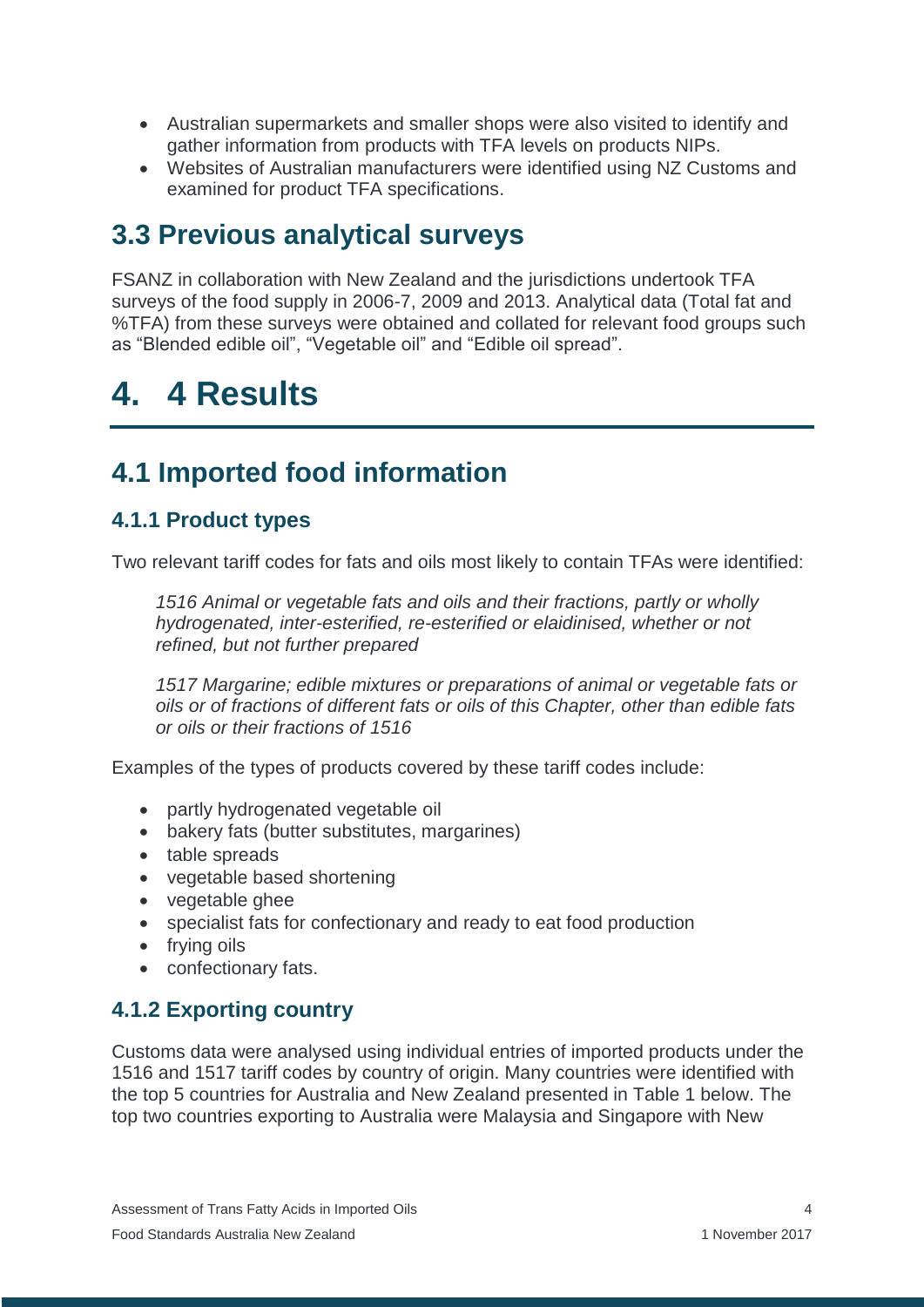- Australian supermarkets and smaller shops were also visited to identify and gather information from products with TFA levels on products NIPs.
- Websites of Australian manufacturers were identified using NZ Customs and examined for product TFA specifications.

## 3.3 Previous analytical surveys

FSANZ in collaboration with New Zealand and the jurisdictions undertook TFA surveys of the food supply in 2006-7, 2009 and 2013. Analytical data (Total fat and %TFA) from these surveys were obtained and collated for relevant food groups such as "Blended edible oil", "Vegetable oil" and "Edible oil spread".

# 4. 4 Results

## 4.1 Imported food information

### 4.1.1 Product types

Two relevant tariff codes for fats and oils most likely to contain TFAs were identified:

> *1516 Animal or vegetable fats and oils and their fractions, partly or wholly hydrogenated, inter-esterified, re-esterified or elaidinised, whether or not refined, but not further prepared*
>
> *1517 Margarine; edible mixtures or preparations of animal or vegetable fats or oils or of fractions of different fats or oils of this Chapter, other than edible fats or oils or their fractions of 1516*

Examples of the types of products covered by these tariff codes include:

- partly hydrogenated vegetable oil
- bakery fats (butter substitutes, margarines)
- table spreads
- vegetable based shortening
- vegetable ghee
- specialist fats for confectionary and ready to eat food production
- frying oils
- confectionary fats.

### 4.1.2 Exporting country

Customs data were analysed using individual entries of imported products under the 1516 and 1517 tariff codes by country of origin. Many countries were identified with the top 5 countries for Australia and New Zealand presented in Table 1 below. The top two countries exporting to Australia were Malaysia and Singapore with New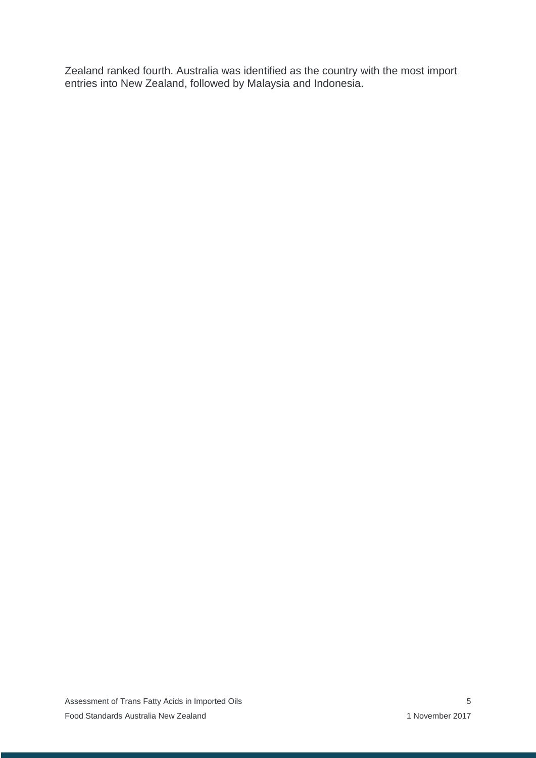Zealand ranked fourth. Australia was identified as the country with the most import entries into New Zealand, followed by Malaysia and Indonesia.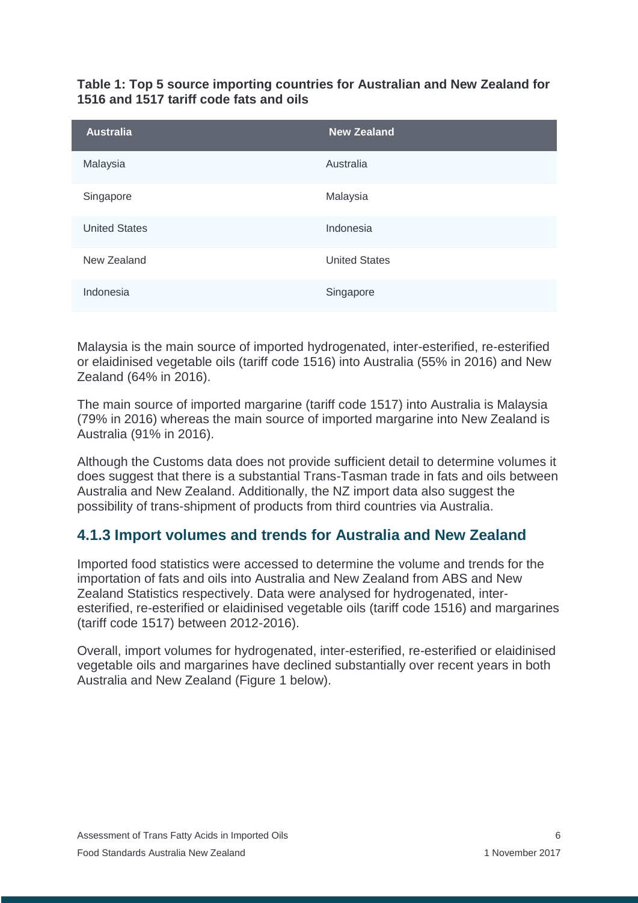**Table 1: Top 5 source importing countries for Australian and New Zealand for 1516 and 1517 tariff code fats and oils**

| Australia | New Zealand |
|---|---|
| Malaysia | Australia |
| Singapore | Malaysia |
| United States | Indonesia |
| New Zealand | United States |
| Indonesia | Singapore |

Malaysia is the main source of imported hydrogenated, inter-esterified, re-esterified or elaidinised vegetable oils (tariff code 1516) into Australia (55% in 2016) and New Zealand (64% in 2016).

The main source of imported margarine (tariff code 1517) into Australia is Malaysia (79% in 2016) whereas the main source of imported margarine into New Zealand is Australia (91% in 2016).

Although the Customs data does not provide sufficient detail to determine volumes it does suggest that there is a substantial Trans-Tasman trade in fats and oils between Australia and New Zealand. Additionally, the NZ import data also suggest the possibility of trans-shipment of products from third countries via Australia.

## 4.1.3 Import volumes and trends for Australia and New Zealand

Imported food statistics were accessed to determine the volume and trends for the importation of fats and oils into Australia and New Zealand from ABS and New Zealand Statistics respectively. Data were analysed for hydrogenated, inter-esterified, re-esterified or elaidinised vegetable oils (tariff code 1516) and margarines (tariff code 1517) between 2012-2016).

Overall, import volumes for hydrogenated, inter-esterified, re-esterified or elaidinised vegetable oils and margarines have declined substantially over recent years in both Australia and New Zealand (Figure 1 below).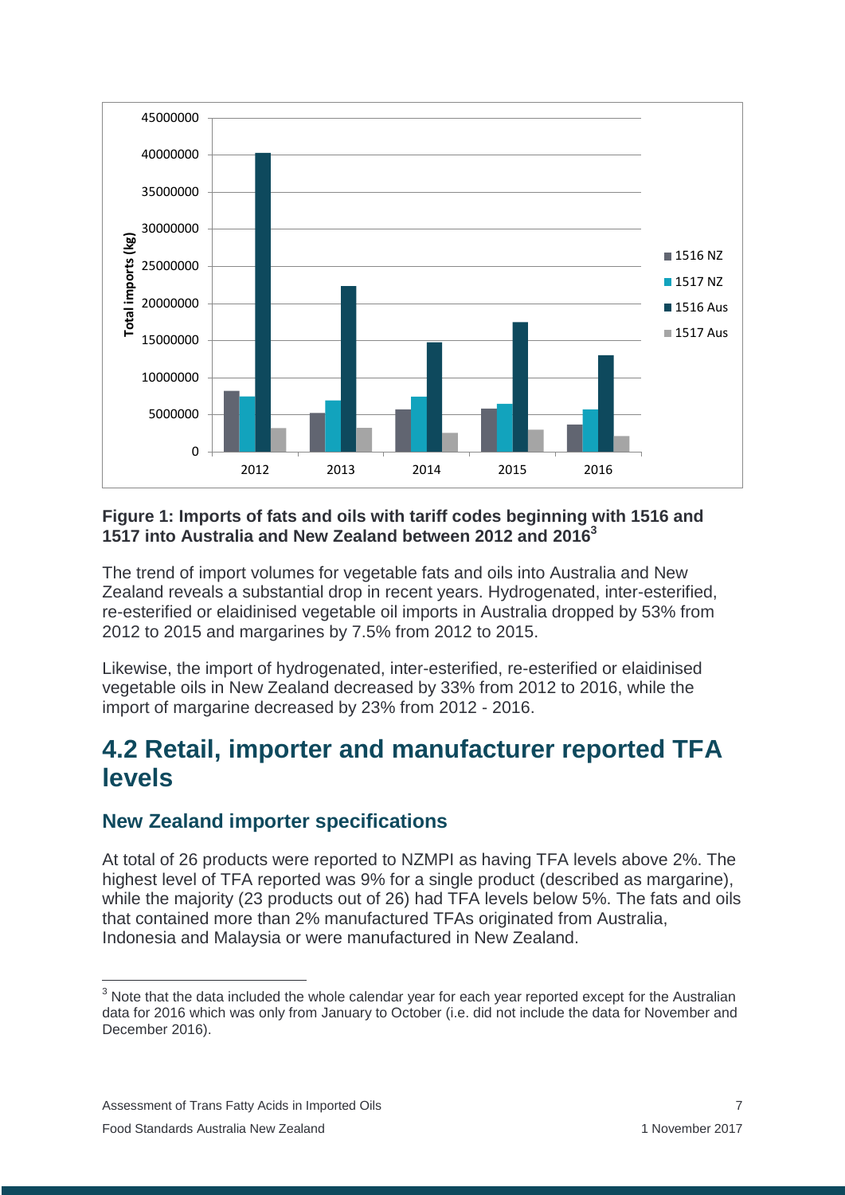**Figure 1: Imports of fats and oils with tariff codes beginning with 1516 and 1517 into Australia and New Zealand between 2012 and 2016**[3]

The trend of import volumes for vegetable fats and oils into Australia and New Zealand reveals a substantial drop in recent years. Hydrogenated, inter-esterified, re-esterified or elaidinised vegetable oil imports in Australia dropped by 53% from 2012 to 2015 and margarines by 7.5% from 2012 to 2015.

Likewise, the import of hydrogenated, inter-esterified, re-esterified or elaidinised vegetable oils in New Zealand decreased by 33% from 2012 to 2016, while the import of margarine decreased by 23% from 2012 - 2016.

## 4.2 Retail, importer and manufacturer reported TFA levels

### New Zealand importer specifications

At total of 26 products were reported to NZMPI as having TFA levels above 2%. The highest level of TFA reported was 9% for a single product (described as margarine), while the majority (23 products out of 26) had TFA levels below 5%. The fats and oils that contained more than 2% manufactured TFAs originated from Australia, Indonesia and Malaysia or were manufactured in New Zealand.

---

[3] Note that the data included the whole calendar year for each year reported except for the Australian data for 2016 which was only from January to October (i.e. did not include the data for November and December 2016).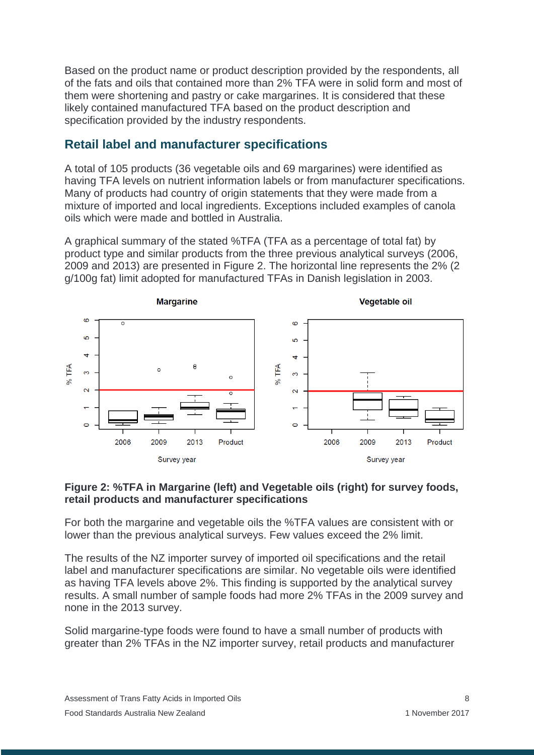Based on the product name or product description provided by the respondents, all of the fats and oils that contained more than 2% TFA were in solid form and most of them were shortening and pastry or cake margarines. It is considered that these likely contained manufactured TFA based on the product description and specification provided by the industry respondents.

## Retail label and manufacturer specifications

A total of 105 products (36 vegetable oils and 69 margarines) were identified as having TFA levels on nutrient information labels or from manufacturer specifications. Many of products had country of origin statements that they were made from a mixture of imported and local ingredients. Exceptions included examples of canola oils which were made and bottled in Australia.

A graphical summary of the stated %TFA (TFA as a percentage of total fat) by product type and similar products from the three previous analytical surveys (2006, 2009 and 2013) are presented in Figure 2. The horizontal line represents the 2% (2 g/100g fat) limit adopted for manufactured TFAs in Danish legislation in 2003.

**Figure 2: %TFA in Margarine (left) and Vegetable oils (right) for survey foods, retail products and manufacturer specifications**

For both the margarine and vegetable oils the %TFA values are consistent with or lower than the previous analytical surveys. Few values exceed the 2% limit.

The results of the NZ importer survey of imported oil specifications and the retail label and manufacturer specifications are similar. No vegetable oils were identified as having TFA levels above 2%. This finding is supported by the analytical survey results. A small number of sample foods had more 2% TFAs in the 2009 survey and none in the 2013 survey.

Solid margarine-type foods were found to have a small number of products with greater than 2% TFAs in the NZ importer survey, retail products and manufacturer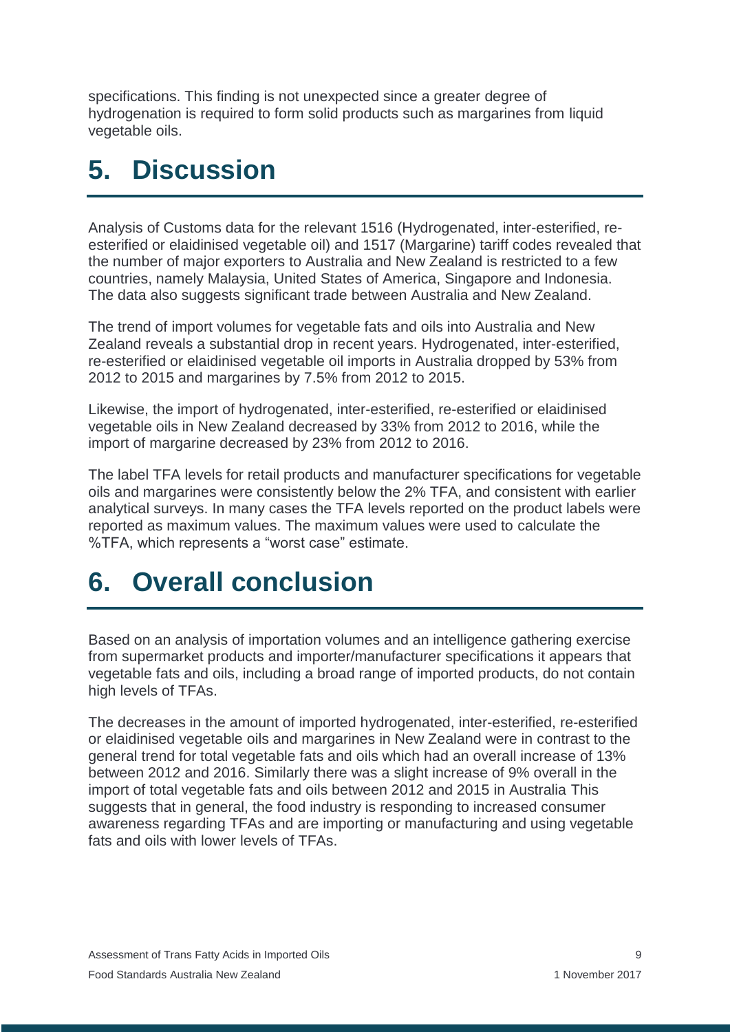specifications. This finding is not unexpected since a greater degree of hydrogenation is required to form solid products such as margarines from liquid vegetable oils.

# 5. Discussion

Analysis of Customs data for the relevant 1516 (Hydrogenated, inter-esterified, re-esterified or elaidinised vegetable oil) and 1517 (Margarine) tariff codes revealed that the number of major exporters to Australia and New Zealand is restricted to a few countries, namely Malaysia, United States of America, Singapore and Indonesia. The data also suggests significant trade between Australia and New Zealand.

The trend of import volumes for vegetable fats and oils into Australia and New Zealand reveals a substantial drop in recent years. Hydrogenated, inter-esterified, re-esterified or elaidinised vegetable oil imports in Australia dropped by 53% from 2012 to 2015 and margarines by 7.5% from 2012 to 2015.

Likewise, the import of hydrogenated, inter-esterified, re-esterified or elaidinised vegetable oils in New Zealand decreased by 33% from 2012 to 2016, while the import of margarine decreased by 23% from 2012 to 2016.

The label TFA levels for retail products and manufacturer specifications for vegetable oils and margarines were consistently below the 2% TFA, and consistent with earlier analytical surveys. In many cases the TFA levels reported on the product labels were reported as maximum values. The maximum values were used to calculate the %TFA, which represents a "worst case" estimate.

# 6. Overall conclusion

Based on an analysis of importation volumes and an intelligence gathering exercise from supermarket products and importer/manufacturer specifications it appears that vegetable fats and oils, including a broad range of imported products, do not contain high levels of TFAs.

The decreases in the amount of imported hydrogenated, inter-esterified, re-esterified or elaidinised vegetable oils and margarines in New Zealand were in contrast to the general trend for total vegetable fats and oils which had an overall increase of 13% between 2012 and 2016. Similarly there was a slight increase of 9% overall in the import of total vegetable fats and oils between 2012 and 2015 in Australia This suggests that in general, the food industry is responding to increased consumer awareness regarding TFAs and are importing or manufacturing and using vegetable fats and oils with lower levels of TFAs.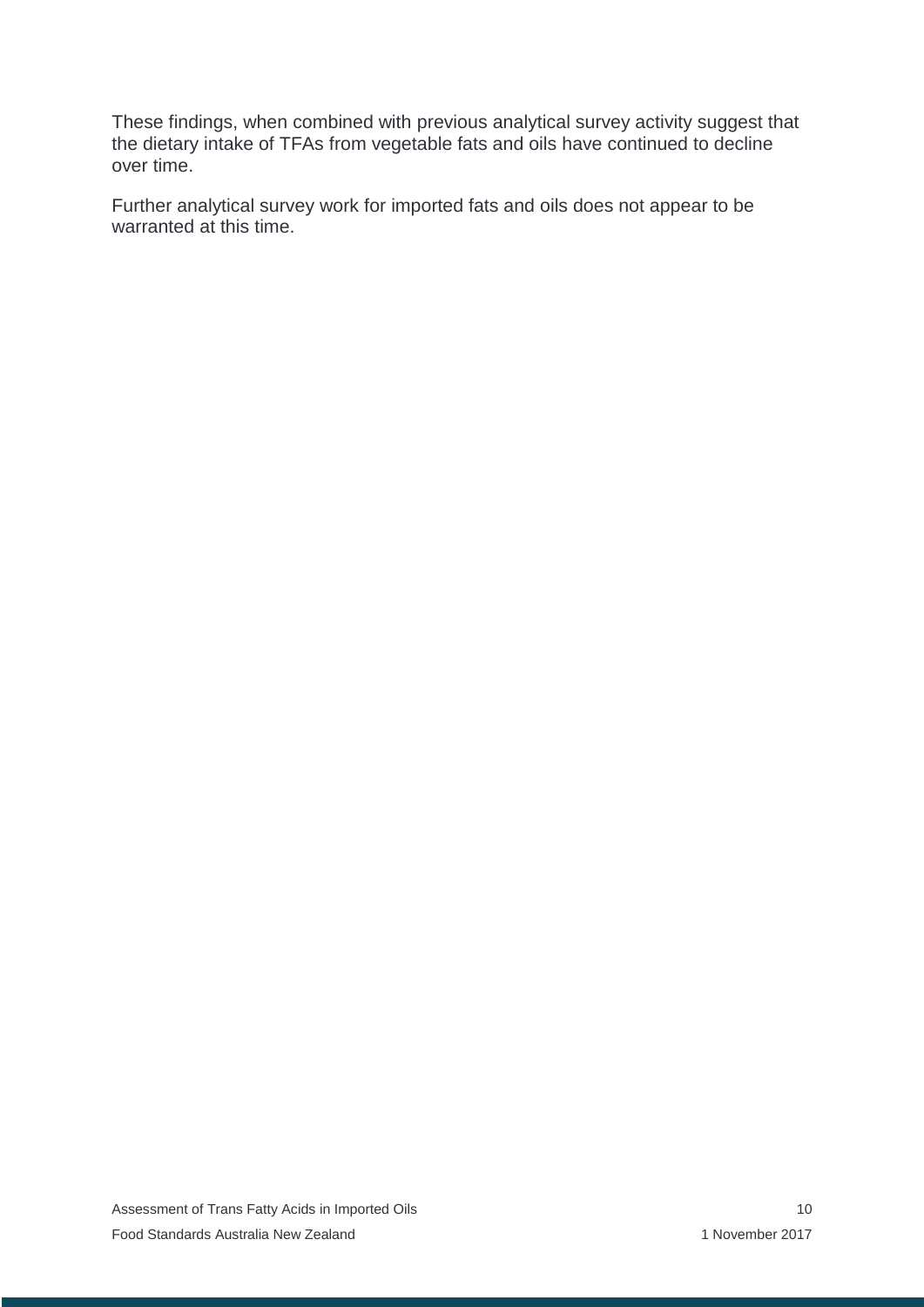These findings, when combined with previous analytical survey activity suggest that the dietary intake of TFAs from vegetable fats and oils have continued to decline over time.

Further analytical survey work for imported fats and oils does not appear to be warranted at this time.